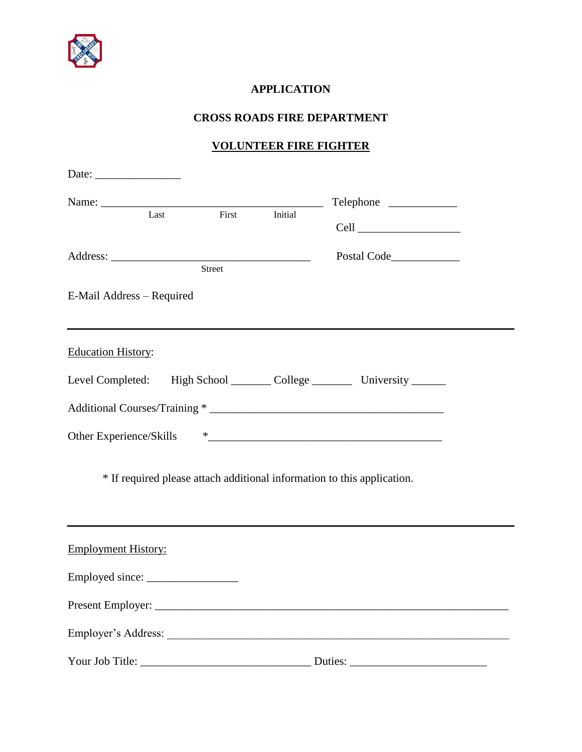**APPLICATION**

**CROSS ROADS FIRE DEPARTMENT**

**VOLUNTEER FIRE FIGHTER**

Date: _______________

Name: ________________________________________ Telephone ____________
Last First Initial

Cell __________________

Address: ____________________________________ Postal Code____________
Street

E-Mail Address – Required

---

Education History:

Level Completed: High School _______ College _______ University ______

Additional Courses/Training * __________________________________________

Other Experience/Skills *__________________________________________

* If required please attach additional information to this application.

---

Employment History:

Employed since: ________________

Present Employer: ________________________________________________________________

Employer's Address: ______________________________________________________________

Your Job Title: _______________________________ Duties: ________________________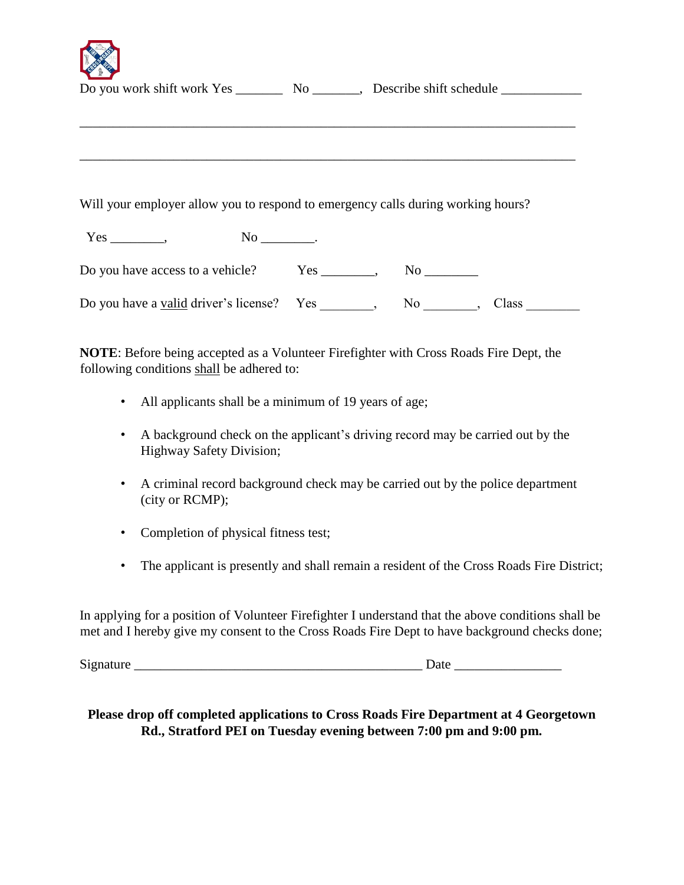Do you work shift work Yes _______ No _______, Describe shift schedule ____________

_____________________________________________________________________________

_____________________________________________________________________________

Will your employer allow you to respond to emergency calls during working hours?

Yes ________, No ________.

Do you have access to a vehicle? Yes ________, No ________

Do you have a <u>valid</u> driver's license? Yes ________, No ________, Class ________

**NOTE**: Before being accepted as a Volunteer Firefighter with Cross Roads Fire Dept, the following conditions <u>shall</u> be adhered to:

- All applicants shall be a minimum of 19 years of age;
- A background check on the applicant's driving record may be carried out by the Highway Safety Division;
- A criminal record background check may be carried out by the police department (city or RCMP);
- Completion of physical fitness test;
- The applicant is presently and shall remain a resident of the Cross Roads Fire District;

In applying for a position of Volunteer Firefighter I understand that the above conditions shall be met and I hereby give my consent to the Cross Roads Fire Dept to have background checks done;

Signature ____________________________________________ Date ________________

**Please drop off completed applications to Cross Roads Fire Department at 4 Georgetown Rd., Stratford PEI on Tuesday evening between 7:00 pm and 9:00 pm.**